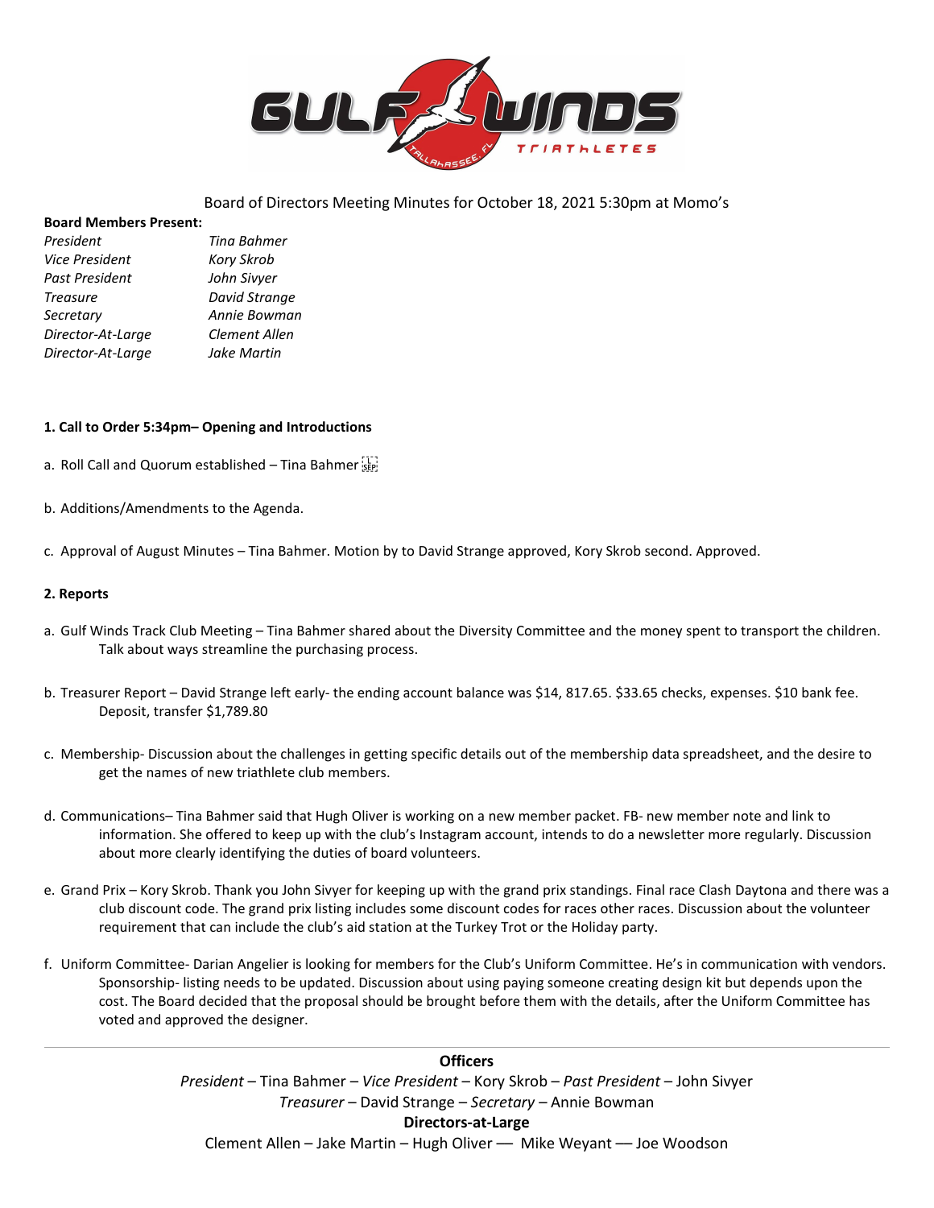Board of Directors Meeting Minutes for October 18, 2021 5:30pm at Momo's

**Board Members Present:**

| | |
|---|---|
| *President* | *Tina Bahmer* |
| *Vice President* | *Kory Skrob* |
| *Past President* | *John Sivyer* |
| *Treasure* | *David Strange* |
| *Secretary* | *Annie Bowman* |
| *Director-At-Large* | *Clement Allen* |
| *Director-At-Large* | *Jake Martin* |

**1. Call to Order 5:34pm– Opening and Introductions**

a. Roll Call and Quorum established – Tina Bahmer

b. Additions/Amendments to the Agenda.

c. Approval of August Minutes – Tina Bahmer. Motion by to David Strange approved, Kory Skrob second. Approved.

**2. Reports**

a. Gulf Winds Track Club Meeting – Tina Bahmer shared about the Diversity Committee and the money spent to transport the children. Talk about ways streamline the purchasing process.

b. Treasurer Report – David Strange left early- the ending account balance was $14, 817.65. $33.65 checks, expenses. $10 bank fee. Deposit, transfer $1,789.80

c. Membership- Discussion about the challenges in getting specific details out of the membership data spreadsheet, and the desire to get the names of new triathlete club members.

d. Communications– Tina Bahmer said that Hugh Oliver is working on a new member packet. FB- new member note and link to information. She offered to keep up with the club's Instagram account, intends to do a newsletter more regularly. Discussion about more clearly identifying the duties of board volunteers.

e. Grand Prix – Kory Skrob. Thank you John Sivyer for keeping up with the grand prix standings. Final race Clash Daytona and there was a club discount code. The grand prix listing includes some discount codes for races other races. Discussion about the volunteer requirement that can include the club's aid station at the Turkey Trot or the Holiday party.

f. Uniform Committee- Darian Angelier is looking for members for the Club's Uniform Committee. He's in communication with vendors. Sponsorship- listing needs to be updated. Discussion about using paying someone creating design kit but depends upon the cost. The Board decided that the proposal should be brought before them with the details, after the Uniform Committee has voted and approved the designer.

**Officers**

*President* – Tina Bahmer – *Vice President* – Kory Skrob – *Past President* – John Sivyer
*Treasurer* – David Strange – *Secretary* – Annie Bowman

**Directors-at-Large**

Clement Allen – Jake Martin – Hugh Oliver –– Mike Weyant –– Joe Woodson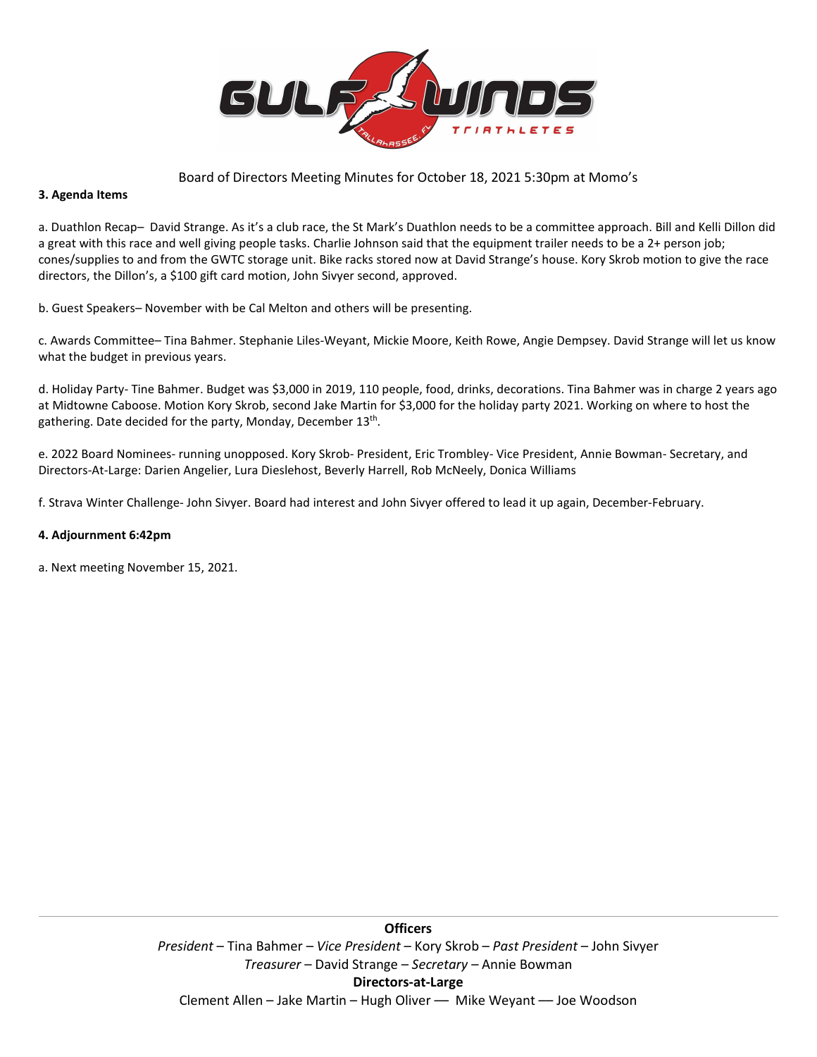Board of Directors Meeting Minutes for October 18, 2021 5:30pm at Momo's

**3. Agenda Items**

a. Duathlon Recap– David Strange. As it's a club race, the St Mark's Duathlon needs to be a committee approach. Bill and Kelli Dillon did a great with this race and well giving people tasks. Charlie Johnson said that the equipment trailer needs to be a 2+ person job; cones/supplies to and from the GWTC storage unit. Bike racks stored now at David Strange's house. Kory Skrob motion to give the race directors, the Dillon's, a $100 gift card motion, John Sivyer second, approved.

b. Guest Speakers– November with be Cal Melton and others will be presenting.

c. Awards Committee– Tina Bahmer. Stephanie Liles-Weyant, Mickie Moore, Keith Rowe, Angie Dempsey. David Strange will let us know what the budget in previous years.

d. Holiday Party- Tine Bahmer. Budget was $3,000 in 2019, 110 people, food, drinks, decorations. Tina Bahmer was in charge 2 years ago at Midtowne Caboose. Motion Kory Skrob, second Jake Martin for $3,000 for the holiday party 2021. Working on where to host the gathering. Date decided for the party, Monday, December 13th.

e. 2022 Board Nominees- running unopposed. Kory Skrob- President, Eric Trombley- Vice President, Annie Bowman- Secretary, and Directors-At-Large: Darien Angelier, Lura Dieslehost, Beverly Harrell, Rob McNeely, Donica Williams

f. Strava Winter Challenge- John Sivyer. Board had interest and John Sivyer offered to lead it up again, December-February.

**4. Adjournment 6:42pm**

a. Next meeting November 15, 2021.

**Officers**

*President* – Tina Bahmer – *Vice President* – Kory Skrob – *Past President* – John Sivyer

*Treasurer* – David Strange – *Secretary* – Annie Bowman

**Directors-at-Large**

Clement Allen – Jake Martin – Hugh Oliver –– Mike Weyant –– Joe Woodson